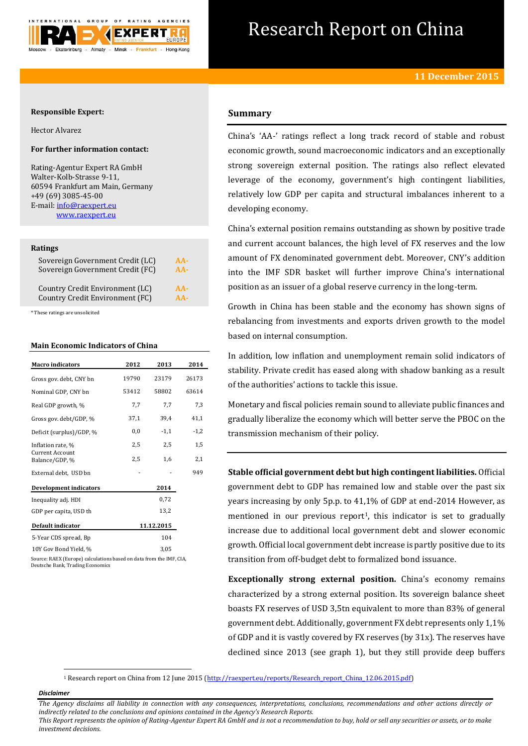# Research Report on China

**11 December 2015**

**Responsible Expert:**

Hector Alvarez

**For further information contact:**

Rating-Agentur Expert RA GmbH
Walter-Kolb-Strasse 9-11,
60594 Frankfurt am Main, Germany
+49 (69) 3085-45-00
E-mail: info@raexpert.eu
www.raexpert.eu

**Ratings**

| | |
|---|---|
| Sovereign Government Credit (LC) | AA- |
| Sovereign Government Credit (FC) | AA- |
| Country Credit Environment (LC) | AA- |
| Country Credit Environment (FC) | AA- |

*These ratings are unsolicited

**Main Economic Indicators of China**

| Macro indicators | 2012 | 2013 | 2014 |
|---|---|---|---|
| Gross gov. debt, CNY bn | 19790 | 23179 | 26173 |
| Nominal GDP, CNY bn | 53412 | 58802 | 63614 |
| Real GDP growth, % | 7,7 | 7,7 | 7,3 |
| Gross gov. debt/GDP, % | 37,1 | 39,4 | 41,1 |
| Deficit (surplus)/GDP, % | 0,0 | -1,1 | -1,2 |
| Inflation rate, % | 2,5 | 2,5 | 1,5 |
| Current Account Balance/GDP, % | 2,5 | 1,6 | 2,1 |
| External debt, USD bn | - | - | 949 |

| Development indicators | 2014 |
|---|---|
| Inequality adj. HDI | 0,72 |
| GDP per capita, USD th | 13,2 |

| Default indicator | 11.12.2015 |
|---|---|
| 5-Year CDS spread, Bp | 104 |
| 10Y Gov Bond Yield, % | 3,05 |

Source: RAEX (Europe) calculations based on data from the IMF, CIA, Deutsche Bank, Trading Economics

## Summary

China's 'AA-' ratings reflect a long track record of stable and robust economic growth, sound macroeconomic indicators and an exceptionally strong sovereign external position. The ratings also reflect elevated leverage of the economy, government's high contingent liabilities, relatively low GDP per capita and structural imbalances inherent to a developing economy.

China's external position remains outstanding as shown by positive trade and current account balances, the high level of FX reserves and the low amount of FX denominated government debt. Moreover, CNY's addition into the IMF SDR basket will further improve China's international position as an issuer of a global reserve currency in the long-term.

Growth in China has been stable and the economy has shown signs of rebalancing from investments and exports driven growth to the model based on internal consumption.

In addition, low inflation and unemployment remain solid indicators of stability. Private credit has eased along with shadow banking as a result of the authorities' actions to tackle this issue.

Monetary and fiscal policies remain sound to alleviate public finances and gradually liberalize the economy which will better serve the PBOC on the transmission mechanism of their policy.

**Stable official government debt but high contingent liabilities.** Official government debt to GDP has remained low and stable over the past six years increasing by only 5p.p. to 41,1% of GDP at end-2014 However, as mentioned in our previous report[1], this indicator is set to gradually increase due to additional local government debt and slower economic growth. Official local government debt increase is partly positive due to its transition from off-budget debt to formalized bond issuance.

**Exceptionally strong external position.** China's economy remains characterized by a strong external position. Its sovereign balance sheet boasts FX reserves of USD 3,5tn equivalent to more than 83% of general government debt. Additionally, government FX debt represents only 1,1% of GDP and it is vastly covered by FX reserves (by 31x). The reserves have declined since 2013 (see graph 1), but they still provide deep buffers

[1] Research report on China from 12 June 2015 (http://raexpert.eu/reports/Research_report_China_12.06.2015.pdf)

*Disclaimer*

*The Agency disclaims all liability in connection with any consequences, interpretations, conclusions, recommendations and other actions directly or indirectly related to the conclusions and opinions contained in the Agency's Research Reports.*
*This Report represents the opinion of Rating-Agentur Expert RA GmbH and is not a recommendation to buy, hold or sell any securities or assets, or to make investment decisions.*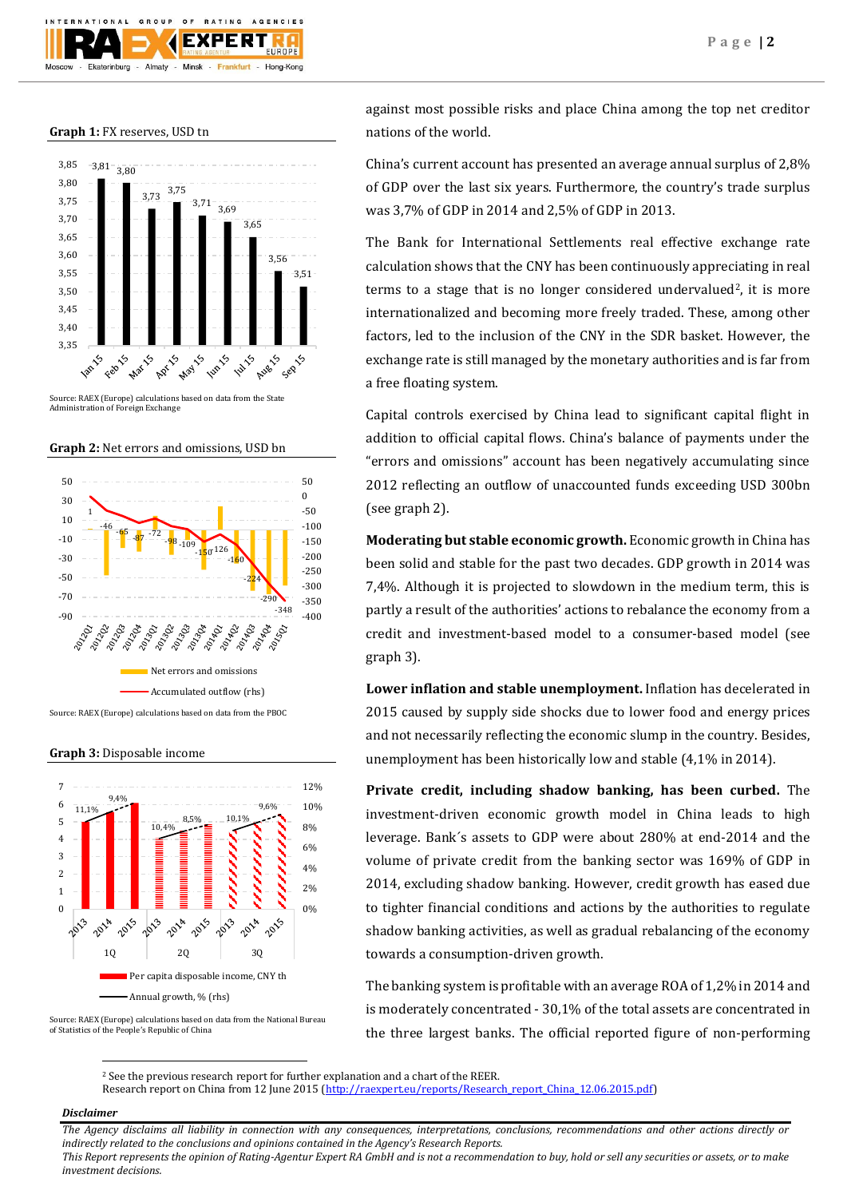**Graph 1:** FX reserves, USD tn

Source: RAEX (Europe) calculations based on data from the State Administration of Foreign Exchange

**Graph 2:** Net errors and omissions, USD bn

Source: RAEX (Europe) calculations based on data from the PBOC

**Graph 3:** Disposable income

Source: RAEX (Europe) calculations based on data from the National Bureau of Statistics of the People's Republic of China

against most possible risks and place China among the top net creditor nations of the world.

China's current account has presented an average annual surplus of 2,8% of GDP over the last six years. Furthermore, the country's trade surplus was 3,7% of GDP in 2014 and 2,5% of GDP in 2013.

The Bank for International Settlements real effective exchange rate calculation shows that the CNY has been continuously appreciating in real terms to a stage that is no longer considered undervalued[2], it is more internationalized and becoming more freely traded. These, among other factors, led to the inclusion of the CNY in the SDR basket. However, the exchange rate is still managed by the monetary authorities and is far from a free floating system.

Capital controls exercised by China lead to significant capital flight in addition to official capital flows. China's balance of payments under the "errors and omissions" account has been negatively accumulating since 2012 reflecting an outflow of unaccounted funds exceeding USD 300bn (see graph 2).

**Moderating but stable economic growth.** Economic growth in China has been solid and stable for the past two decades. GDP growth in 2014 was 7,4%. Although it is projected to slowdown in the medium term, this is partly a result of the authorities' actions to rebalance the economy from a credit and investment-based model to a consumer-based model (see graph 3).

**Lower inflation and stable unemployment.** Inflation has decelerated in 2015 caused by supply side shocks due to lower food and energy prices and not necessarily reflecting the economic slump in the country. Besides, unemployment has been historically low and stable (4,1% in 2014).

**Private credit, including shadow banking, has been curbed.** The investment-driven economic growth model in China leads to high leverage. Bank´s assets to GDP were about 280% at end-2014 and the volume of private credit from the banking sector was 169% of GDP in 2014, excluding shadow banking. However, credit growth has eased due to tighter financial conditions and actions by the authorities to regulate shadow banking activities, as well as gradual rebalancing of the economy towards a consumption-driven growth.

The banking system is profitable with an average ROA of 1,2% in 2014 and is moderately concentrated - 30,1% of the total assets are concentrated in the three largest banks. The official reported figure of non-performing

[2] See the previous research report for further explanation and a chart of the REER.
Research report on China from 12 June 2015 (http://raexpert.eu/reports/Research_report_China_12.06.2015.pdf)

***Disclaimer***

*The Agency disclaims all liability in connection with any consequences, interpretations, conclusions, recommendations and other actions directly or indirectly related to the conclusions and opinions contained in the Agency's Research Reports.*
*This Report represents the opinion of Rating-Agentur Expert RA GmbH and is not a recommendation to buy, hold or sell any securities or assets, or to make investment decisions.*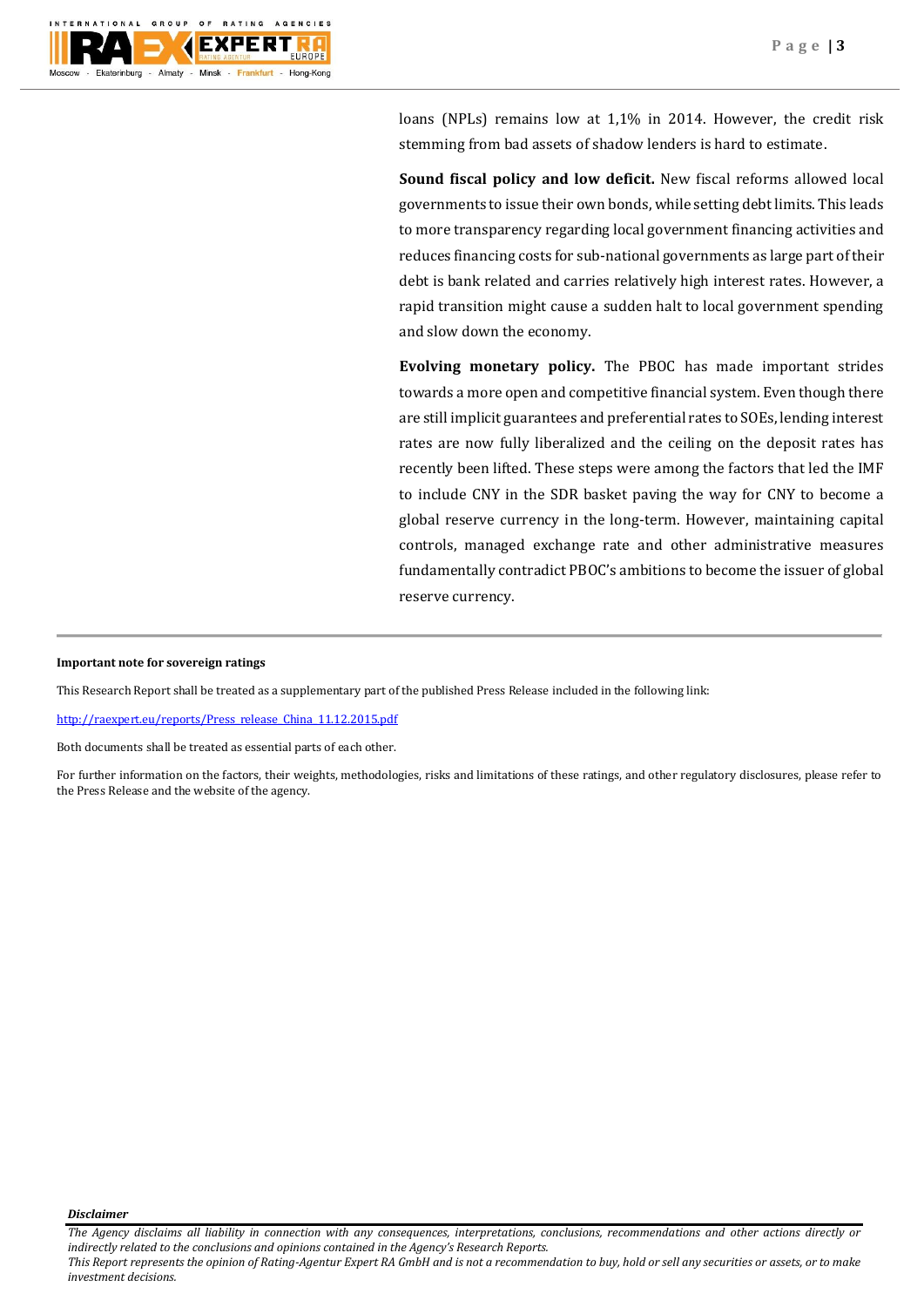loans (NPLs) remains low at 1,1% in 2014. However, the credit risk stemming from bad assets of shadow lenders is hard to estimate.

**Sound fiscal policy and low deficit.** New fiscal reforms allowed local governments to issue their own bonds, while setting debt limits. This leads to more transparency regarding local government financing activities and reduces financing costs for sub-national governments as large part of their debt is bank related and carries relatively high interest rates. However, a rapid transition might cause a sudden halt to local government spending and slow down the economy.

**Evolving monetary policy.** The PBOC has made important strides towards a more open and competitive financial system. Even though there are still implicit guarantees and preferential rates to SOEs, lending interest rates are now fully liberalized and the ceiling on the deposit rates has recently been lifted. These steps were among the factors that led the IMF to include CNY in the SDR basket paving the way for CNY to become a global reserve currency in the long-term. However, maintaining capital controls, managed exchange rate and other administrative measures fundamentally contradict PBOC's ambitions to become the issuer of global reserve currency.

---

**Important note for sovereign ratings**

This Research Report shall be treated as a supplementary part of the published Press Release included in the following link:

http://raexpert.eu/reports/Press_release_China_11.12.2015.pdf

Both documents shall be treated as essential parts of each other.

For further information on the factors, their weights, methodologies, risks and limitations of these ratings, and other regulatory disclosures, please refer to the Press Release and the website of the agency.

***Disclaimer***

*The Agency disclaims all liability in connection with any consequences, interpretations, conclusions, recommendations and other actions directly or indirectly related to the conclusions and opinions contained in the Agency's Research Reports.*

*This Report represents the opinion of Rating-Agentur Expert RA GmbH and is not a recommendation to buy, hold or sell any securities or assets, or to make investment decisions.*